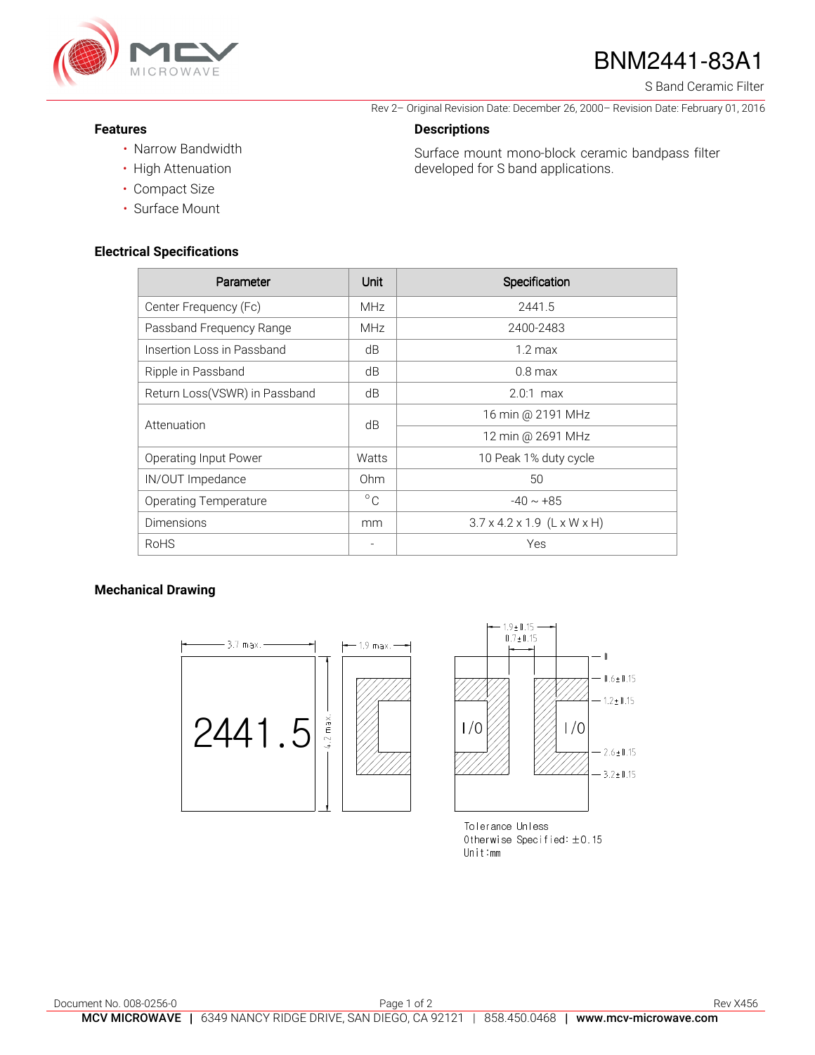# BNM2441-83A1

S Band Ceramic Filter

Rev 2– Original Revision Date: December 26, 2000– Revision Date: February 01, 2016

### Features

- Narrow Bandwidth
- High Attenuation
- Compact Size
- Surface Mount

### Descriptions

Surface mount mono-block ceramic bandpass filter developed for S band applications.

### Electrical Specifications

| Parameter | Unit | Specification |
|---|---|---|
| Center Frequency (Fc) | MHz | 2441.5 |
| Passband Frequency Range | MHz | 2400-2483 |
| Insertion Loss in Passband | dB | 1.2 max |
| Ripple in Passband | dB | 0.8 max |
| Return Loss(VSWR) in Passband | dB | 2.0:1 max |
| Attenuation | dB | 16 min @ 2191 MHz |
| | | 12 min @ 2691 MHz |
| Operating Input Power | Watts | 10 Peak 1% duty cycle |
| IN/OUT Impedance | Ohm | 50 |
| Operating Temperature | °C | -40 ~ +85 |
| Dimensions | mm | 3.7 x 4.2 x 1.9 (L x W x H) |
| RoHS | - | Yes |

### Mechanical Drawing

3.7 max. | 1.9 max. | 4.2 max. | 2441.5

1.9±0.15 | 0.7±0.15 | 0 | 0.6±0.15 | 1.2±0.15 | 2.6±0.15 | 3.2±0.15 | I/O | I/O

Tolerance Unless
Otherwise Specified: ±0.15
Unit:mm

Document No. 008-0256-0

Rev X456

**MCV MICROWAVE** | 6349 NANCY RIDGE DRIVE, SAN DIEGO, CA 92121 | 858.450.0468 | **www.mcv-microwave.com**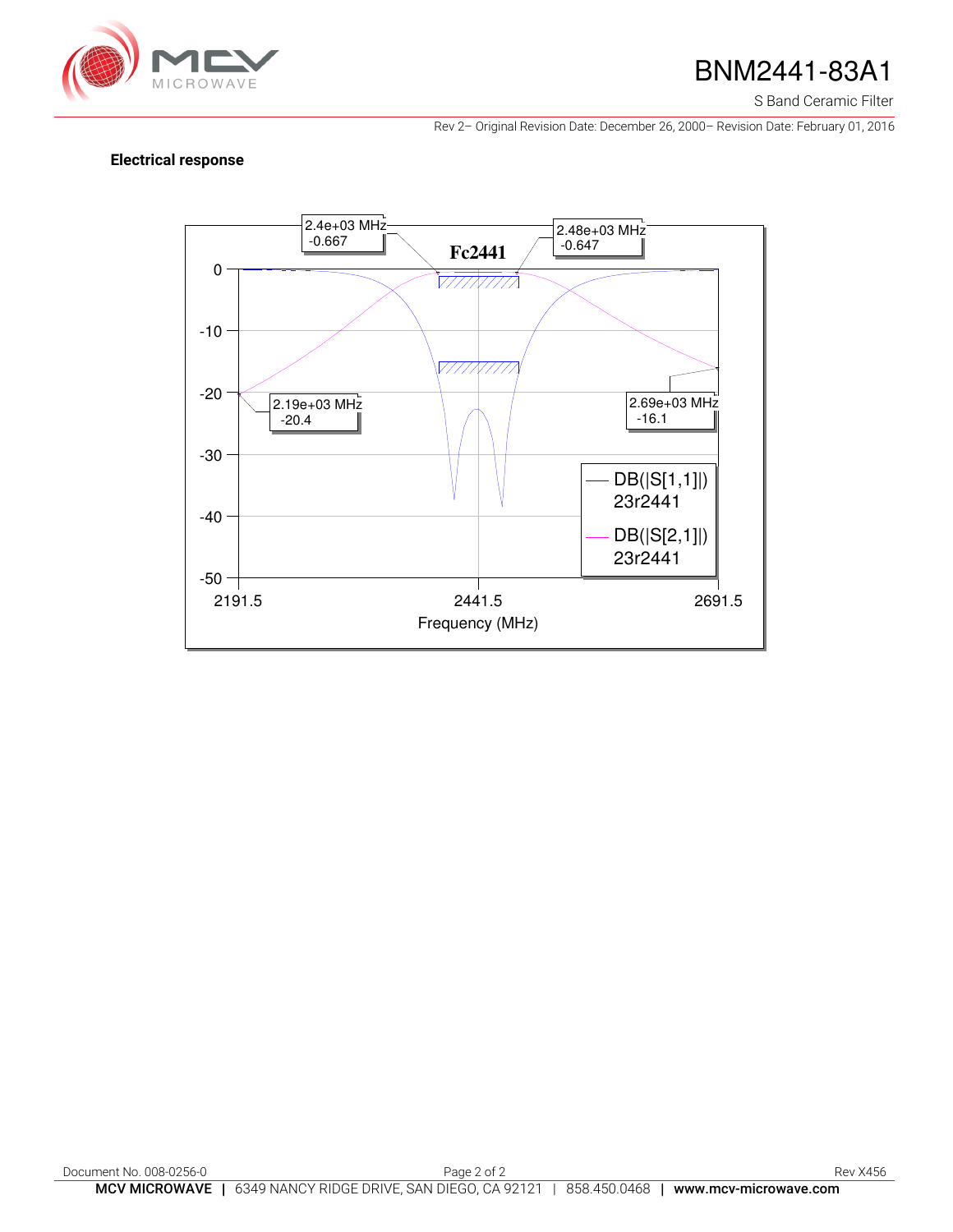## Electrical response

2.4e+03 MHz
-0.667

Fc2441

2.48e+03 MHz
-0.647

0
-10
-20
-30
-40
-50

2.19e+03 MHz
-20.4

2.69e+03 MHz
-16.1

DB(|S[1,1]|)
23r2441

DB(|S[2,1]|)
23r2441

2191.5
2441.5
2691.5

Frequency (MHz)